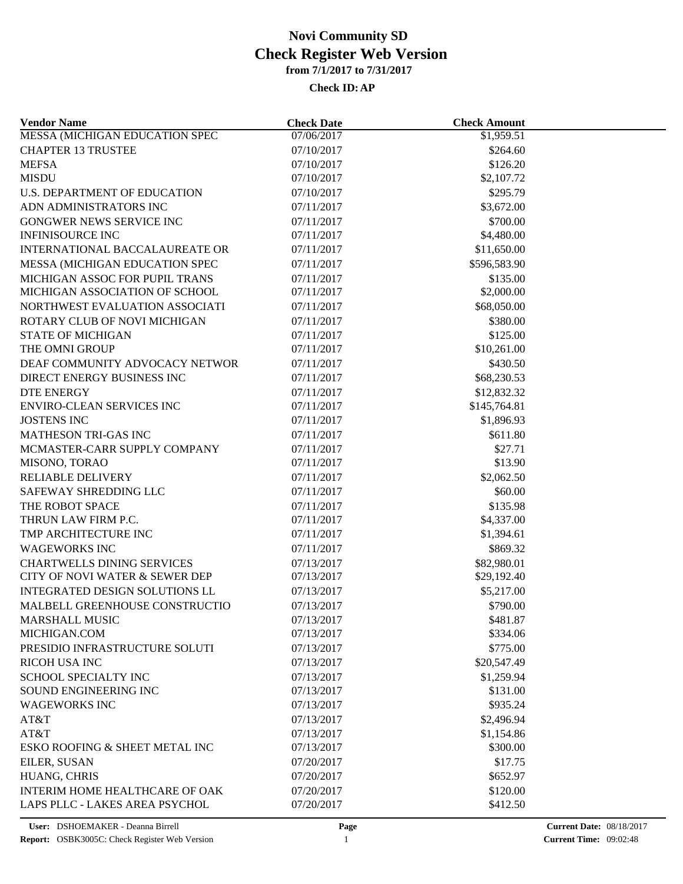# Novi Community SD
## Check Register Web Version
### from 7/1/2017 to 7/31/2017

**Check ID: AP**

| Vendor Name | Check Date | Check Amount |
|---|---|---|
| MESSA (MICHIGAN EDUCATION SPEC | 07/06/2017 | $1,959.51 |
| CHAPTER 13 TRUSTEE | 07/10/2017 | $264.60 |
| MEFSA | 07/10/2017 | $126.20 |
| MISDU | 07/10/2017 | $2,107.72 |
| U.S. DEPARTMENT OF EDUCATION | 07/10/2017 | $295.79 |
| ADN ADMINISTRATORS INC | 07/11/2017 | $3,672.00 |
| GONGWER NEWS SERVICE INC | 07/11/2017 | $700.00 |
| INFINISOURCE INC | 07/11/2017 | $4,480.00 |
| INTERNATIONAL BACCALAUREATE OR | 07/11/2017 | $11,650.00 |
| MESSA (MICHIGAN EDUCATION SPEC | 07/11/2017 | $596,583.90 |
| MICHIGAN ASSOC FOR PUPIL TRANS | 07/11/2017 | $135.00 |
| MICHIGAN ASSOCIATION OF SCHOOL | 07/11/2017 | $2,000.00 |
| NORTHWEST EVALUATION ASSOCIATI | 07/11/2017 | $68,050.00 |
| ROTARY CLUB OF NOVI MICHIGAN | 07/11/2017 | $380.00 |
| STATE OF MICHIGAN | 07/11/2017 | $125.00 |
| THE OMNI GROUP | 07/11/2017 | $10,261.00 |
| DEAF COMMUNITY ADVOCACY NETWOR | 07/11/2017 | $430.50 |
| DIRECT ENERGY BUSINESS INC | 07/11/2017 | $68,230.53 |
| DTE ENERGY | 07/11/2017 | $12,832.32 |
| ENVIRO-CLEAN SERVICES INC | 07/11/2017 | $145,764.81 |
| JOSTENS INC | 07/11/2017 | $1,896.93 |
| MATHESON TRI-GAS INC | 07/11/2017 | $611.80 |
| MCMASTER-CARR SUPPLY COMPANY | 07/11/2017 | $27.71 |
| MISONO, TORAO | 07/11/2017 | $13.90 |
| RELIABLE DELIVERY | 07/11/2017 | $2,062.50 |
| SAFEWAY SHREDDING LLC | 07/11/2017 | $60.00 |
| THE ROBOT SPACE | 07/11/2017 | $135.98 |
| THRUN LAW FIRM P.C. | 07/11/2017 | $4,337.00 |
| TMP ARCHITECTURE INC | 07/11/2017 | $1,394.61 |
| WAGEWORKS INC | 07/11/2017 | $869.32 |
| CHARTWELLS DINING SERVICES | 07/13/2017 | $82,980.01 |
| CITY OF NOVI WATER & SEWER DEP | 07/13/2017 | $29,192.40 |
| INTEGRATED DESIGN SOLUTIONS LL | 07/13/2017 | $5,217.00 |
| MALBELL GREENHOUSE CONSTRUCTIO | 07/13/2017 | $790.00 |
| MARSHALL MUSIC | 07/13/2017 | $481.87 |
| MICHIGAN.COM | 07/13/2017 | $334.06 |
| PRESIDIO INFRASTRUCTURE SOLUTI | 07/13/2017 | $775.00 |
| RICOH USA INC | 07/13/2017 | $20,547.49 |
| SCHOOL SPECIALTY INC | 07/13/2017 | $1,259.94 |
| SOUND ENGINEERING INC | 07/13/2017 | $131.00 |
| WAGEWORKS INC | 07/13/2017 | $935.24 |
| AT&T | 07/13/2017 | $2,496.94 |
| AT&T | 07/13/2017 | $1,154.86 |
| ESKO ROOFING & SHEET METAL INC | 07/13/2017 | $300.00 |
| EILER, SUSAN | 07/20/2017 | $17.75 |
| HUANG, CHRIS | 07/20/2017 | $652.97 |
| INTERIM HOME HEALTHCARE OF OAK | 07/20/2017 | $120.00 |
| LAPS PLLC - LAKES AREA PSYCHOL | 07/20/2017 | $412.50 |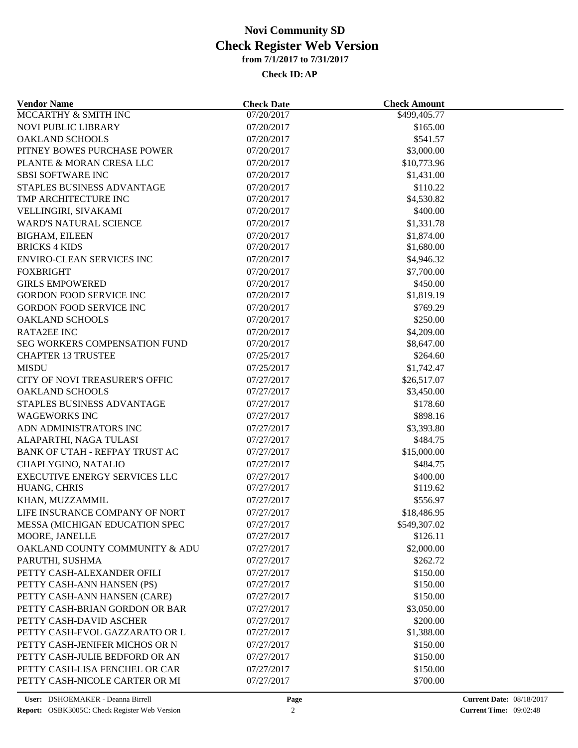# Novi Community SD
# Check Register Web Version
### from 7/1/2017 to 7/31/2017

**Check ID: AP**

| Vendor Name | Check Date | Check Amount |
|---|---|---|
| MCCARTHY & SMITH INC | 07/20/2017 | $499,405.77 |
| NOVI PUBLIC LIBRARY | 07/20/2017 | $165.00 |
| OAKLAND SCHOOLS | 07/20/2017 | $541.57 |
| PITNEY BOWES PURCHASE POWER | 07/20/2017 | $3,000.00 |
| PLANTE & MORAN CRESA LLC | 07/20/2017 | $10,773.96 |
| SBSI SOFTWARE INC | 07/20/2017 | $1,431.00 |
| STAPLES BUSINESS ADVANTAGE | 07/20/2017 | $110.22 |
| TMP ARCHITECTURE INC | 07/20/2017 | $4,530.82 |
| VELLINGIRI, SIVAKAMI | 07/20/2017 | $400.00 |
| WARD'S NATURAL SCIENCE | 07/20/2017 | $1,331.78 |
| BIGHAM, EILEEN | 07/20/2017 | $1,874.00 |
| BRICKS 4 KIDS | 07/20/2017 | $1,680.00 |
| ENVIRO-CLEAN SERVICES INC | 07/20/2017 | $4,946.32 |
| FOXBRIGHT | 07/20/2017 | $7,700.00 |
| GIRLS EMPOWERED | 07/20/2017 | $450.00 |
| GORDON FOOD SERVICE INC | 07/20/2017 | $1,819.19 |
| GORDON FOOD SERVICE INC | 07/20/2017 | $769.29 |
| OAKLAND SCHOOLS | 07/20/2017 | $250.00 |
| RATA2EE INC | 07/20/2017 | $4,209.00 |
| SEG WORKERS COMPENSATION FUND | 07/20/2017 | $8,647.00 |
| CHAPTER 13 TRUSTEE | 07/25/2017 | $264.60 |
| MISDU | 07/25/2017 | $1,742.47 |
| CITY OF NOVI TREASURER'S OFFIC | 07/27/2017 | $26,517.07 |
| OAKLAND SCHOOLS | 07/27/2017 | $3,450.00 |
| STAPLES BUSINESS ADVANTAGE | 07/27/2017 | $178.60 |
| WAGEWORKS INC | 07/27/2017 | $898.16 |
| ADN ADMINISTRATORS INC | 07/27/2017 | $3,393.80 |
| ALAPARTHI, NAGA TULASI | 07/27/2017 | $484.75 |
| BANK OF UTAH - REFPAY TRUST AC | 07/27/2017 | $15,000.00 |
| CHAPLYGINO, NATALIO | 07/27/2017 | $484.75 |
| EXECUTIVE ENERGY SERVICES LLC | 07/27/2017 | $400.00 |
| HUANG, CHRIS | 07/27/2017 | $119.62 |
| KHAN, MUZZAMMIL | 07/27/2017 | $556.97 |
| LIFE INSURANCE COMPANY OF NORT | 07/27/2017 | $18,486.95 |
| MESSA (MICHIGAN EDUCATION SPEC | 07/27/2017 | $549,307.02 |
| MOORE, JANELLE | 07/27/2017 | $126.11 |
| OAKLAND COUNTY COMMUNITY & ADU | 07/27/2017 | $2,000.00 |
| PARUTHI, SUSHMA | 07/27/2017 | $262.72 |
| PETTY CASH-ALEXANDER OFILI | 07/27/2017 | $150.00 |
| PETTY CASH-ANN HANSEN (PS) | 07/27/2017 | $150.00 |
| PETTY CASH-ANN HANSEN (CARE) | 07/27/2017 | $150.00 |
| PETTY CASH-BRIAN GORDON OR BAR | 07/27/2017 | $3,050.00 |
| PETTY CASH-DAVID ASCHER | 07/27/2017 | $200.00 |
| PETTY CASH-EVOL GAZZARATO OR L | 07/27/2017 | $1,388.00 |
| PETTY CASH-JENIFER MICHOS OR N | 07/27/2017 | $150.00 |
| PETTY CASH-JULIE BEDFORD OR AN | 07/27/2017 | $150.00 |
| PETTY CASH-LISA FENCHEL OR CAR | 07/27/2017 | $150.00 |
| PETTY CASH-NICOLE CARTER OR MI | 07/27/2017 | $700.00 |

User: DSHOEMAKER - Deanna Birrell
Report: OSBK3005C: Check Register Web Version
Current Date: 08/18/2017
Current Time: 09:02:48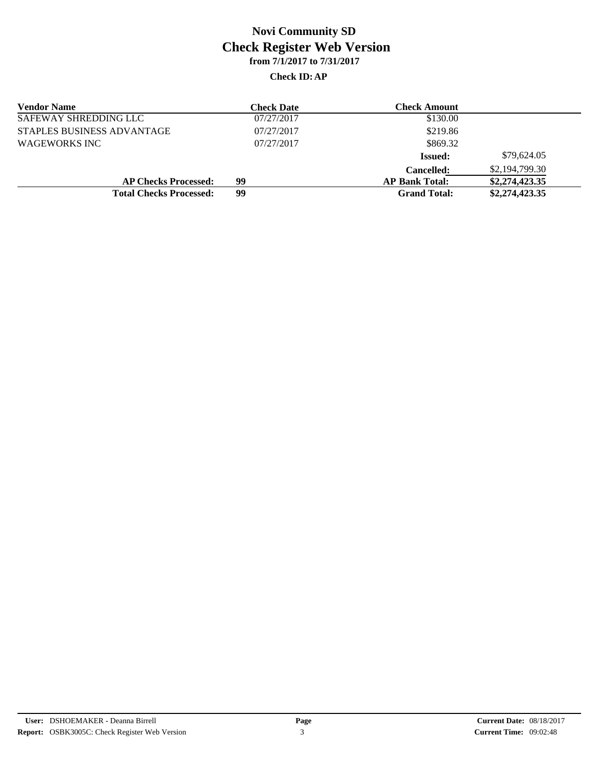# Novi Community SD

## Check Register Web Version

**from 7/1/2017 to 7/31/2017**

**Check ID: AP**

| Vendor Name | Check Date | Check Amount | |
|---|---|---|---|
| SAFEWAY SHREDDING LLC | 07/27/2017 | $130.00 | |
| STAPLES BUSINESS ADVANTAGE | 07/27/2017 | $219.86 | |
| WAGEWORKS INC | 07/27/2017 | $869.32 | |
| | | **Issued:** | $79,624.05 |
| | | **Cancelled:** | $2,194,799.30 |
| **AP Checks Processed:** | **99** | **AP Bank Total:** | **$2,274,423.35** |
| **Total Checks Processed:** | **99** | **Grand Total:** | **$2,274,423.35** |

**User:** DSHOEMAKER - Deanna Birrell
**Report:** OSBK3005C: Check Register Web Version
**Current Date:** 08/18/2017
**Current Time:** 09:02:48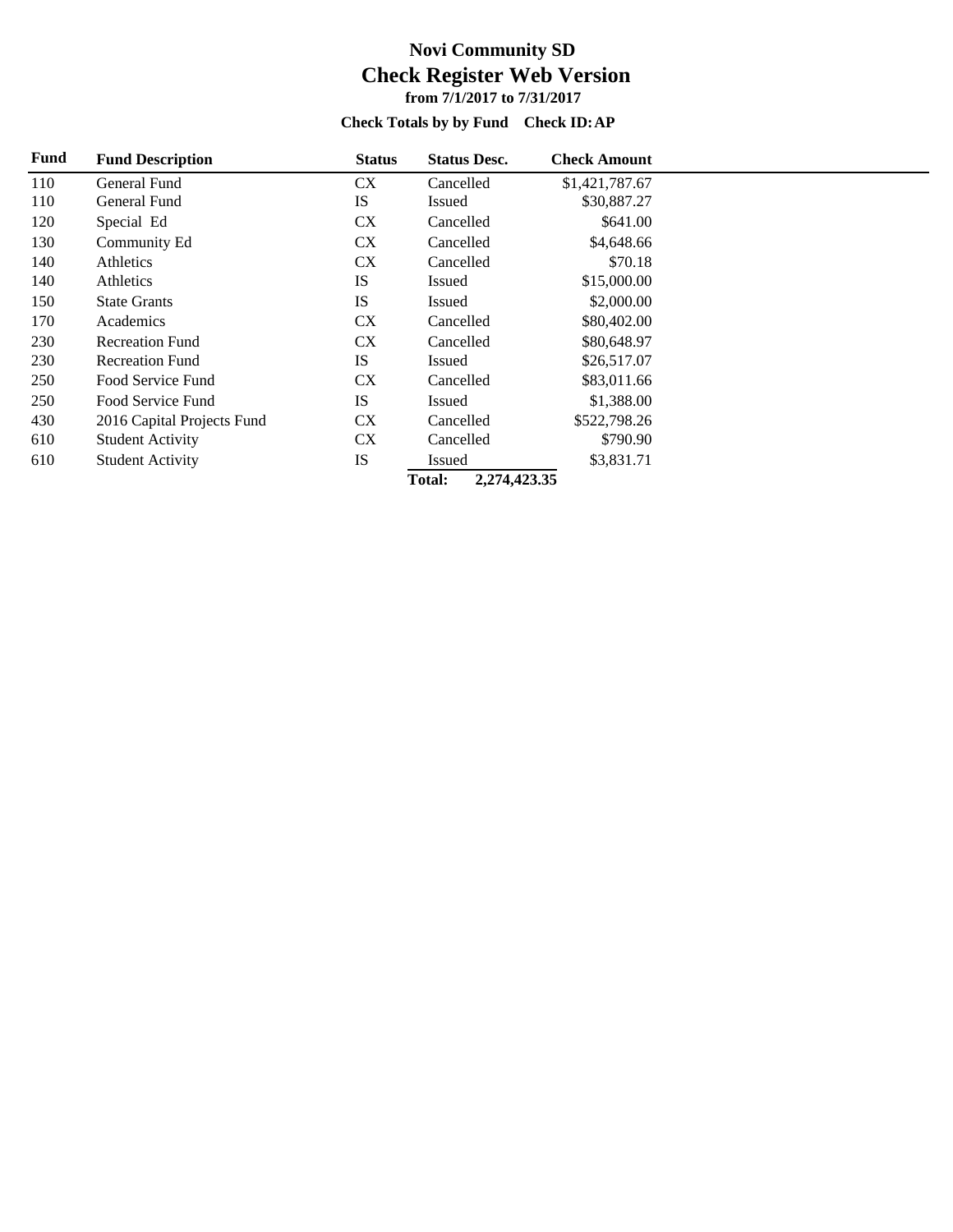# Novi Community SD

## Check Register Web Version

**from 7/1/2017 to 7/31/2017**

**Check Totals by by Fund Check ID: AP**

| Fund | Fund Description | Status | Status Desc. | Check Amount |
|---|---|---|---|---|
| 110 | General Fund | CX | Cancelled | $1,421,787.67 |
| 110 | General Fund | IS | Issued | $30,887.27 |
| 120 | Special Ed | CX | Cancelled | $641.00 |
| 130 | Community Ed | CX | Cancelled | $4,648.66 |
| 140 | Athletics | CX | Cancelled | $70.18 |
| 140 | Athletics | IS | Issued | $15,000.00 |
| 150 | State Grants | IS | Issued | $2,000.00 |
| 170 | Academics | CX | Cancelled | $80,402.00 |
| 230 | Recreation Fund | CX | Cancelled | $80,648.97 |
| 230 | Recreation Fund | IS | Issued | $26,517.07 |
| 250 | Food Service Fund | CX | Cancelled | $83,011.66 |
| 250 | Food Service Fund | IS | Issued | $1,388.00 |
| 430 | 2016 Capital Projects Fund | CX | Cancelled | $522,798.26 |
| 610 | Student Activity | CX | Cancelled | $790.90 |
| 610 | Student Activity | IS | Issued | $3,831.71 |
| | | | **Total:** | **2,274,423.35** |